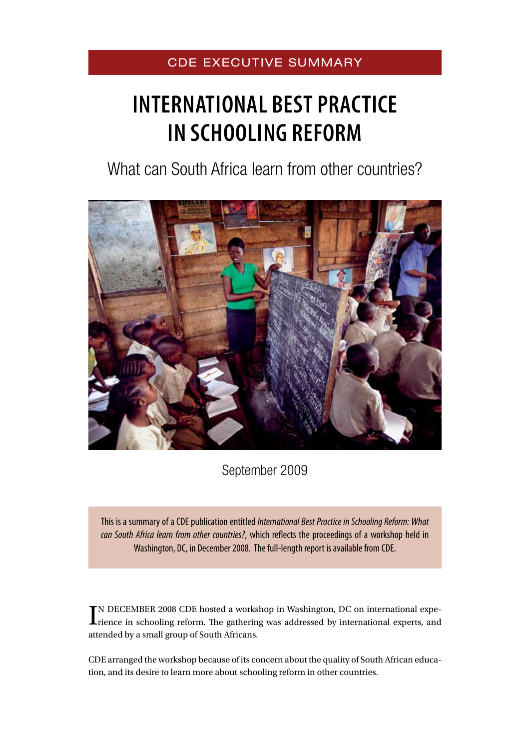CDE EXECUTIVE SUMMARY

# INTERNATIONAL BEST PRACTICE IN SCHOOLING REFORM

## What can South Africa learn from other countries?

September 2009

This is a summary of a CDE publication entitled *International Best Practice in Schooling Reform: What can South Africa learn from other countries?*, which reflects the proceedings of a workshop held in Washington, DC, in December 2008. The full-length report is available from CDE.

IN DECEMBER 2008 CDE hosted a workshop in Washington, DC on international experience in schooling reform. The gathering was addressed by international experts, and attended by a small group of South Africans.

CDE arranged the workshop because of its concern about the quality of South African education, and its desire to learn more about schooling reform in other countries.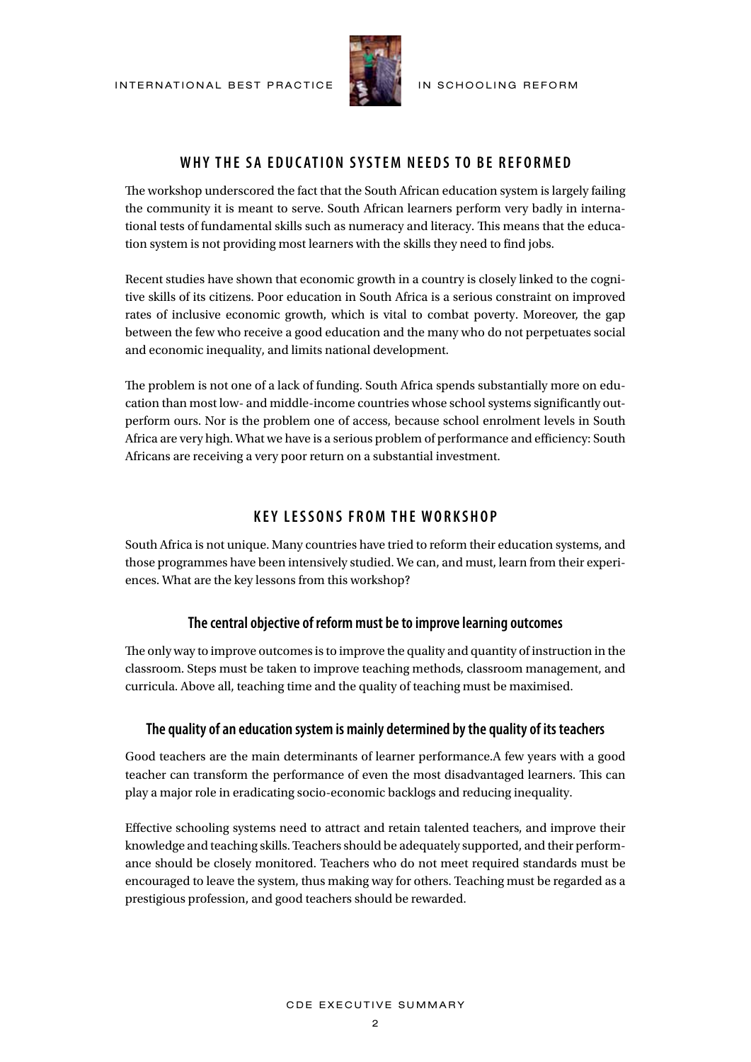## WHY THE SA EDUCATION SYSTEM NEEDS TO BE REFORMED

The workshop underscored the fact that the South African education system is largely failing the community it is meant to serve. South African learners perform very badly in international tests of fundamental skills such as numeracy and literacy. This means that the education system is not providing most learners with the skills they need to find jobs.

Recent studies have shown that economic growth in a country is closely linked to the cognitive skills of its citizens. Poor education in South Africa is a serious constraint on improved rates of inclusive economic growth, which is vital to combat poverty. Moreover, the gap between the few who receive a good education and the many who do not perpetuates social and economic inequality, and limits national development.

The problem is not one of a lack of funding. South Africa spends substantially more on education than most low- and middle-income countries whose school systems significantly outperform ours. Nor is the problem one of access, because school enrolment levels in South Africa are very high. What we have is a serious problem of performance and efficiency: South Africans are receiving a very poor return on a substantial investment.

## KEY LESSONS FROM THE WORKSHOP

South Africa is not unique. Many countries have tried to reform their education systems, and those programmes have been intensively studied. We can, and must, learn from their experiences. What are the key lessons from this workshop?

### The central objective of reform must be to improve learning outcomes

The only way to improve outcomes is to improve the quality and quantity of instruction in the classroom. Steps must be taken to improve teaching methods, classroom management, and curricula. Above all, teaching time and the quality of teaching must be maximised.

### The quality of an education system is mainly determined by the quality of its teachers

Good teachers are the main determinants of learner performance.A few years with a good teacher can transform the performance of even the most disadvantaged learners. This can play a major role in eradicating socio-economic backlogs and reducing inequality.

Effective schooling systems need to attract and retain talented teachers, and improve their knowledge and teaching skills. Teachers should be adequately supported, and their performance should be closely monitored. Teachers who do not meet required standards must be encouraged to leave the system, thus making way for others. Teaching must be regarded as a prestigious profession, and good teachers should be rewarded.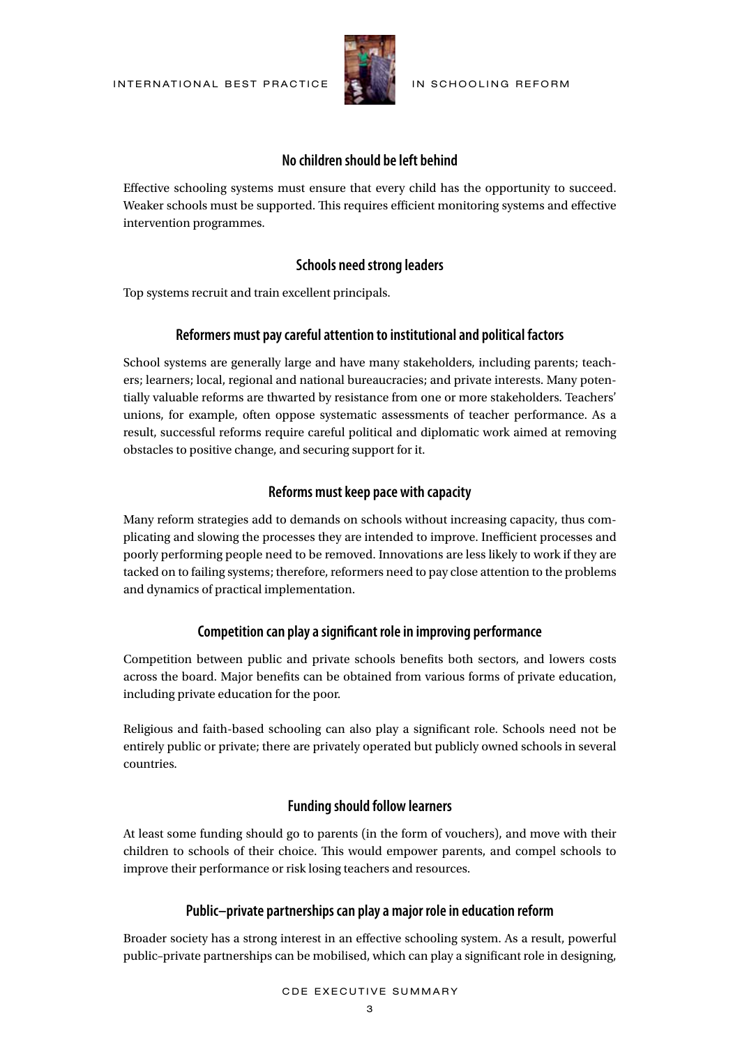### No children should be left behind

Effective schooling systems must ensure that every child has the opportunity to succeed. Weaker schools must be supported. This requires efficient monitoring systems and effective intervention programmes.

### Schools need strong leaders

Top systems recruit and train excellent principals.

### Reformers must pay careful attention to institutional and political factors

School systems are generally large and have many stakeholders, including parents; teachers; learners; local, regional and national bureaucracies; and private interests. Many potentially valuable reforms are thwarted by resistance from one or more stakeholders. Teachers' unions, for example, often oppose systematic assessments of teacher performance. As a result, successful reforms require careful political and diplomatic work aimed at removing obstacles to positive change, and securing support for it.

### Reforms must keep pace with capacity

Many reform strategies add to demands on schools without increasing capacity, thus complicating and slowing the processes they are intended to improve. Inefficient processes and poorly performing people need to be removed. Innovations are less likely to work if they are tacked on to failing systems; therefore, reformers need to pay close attention to the problems and dynamics of practical implementation.

### Competition can play a significant role in improving performance

Competition between public and private schools benefits both sectors, and lowers costs across the board. Major benefits can be obtained from various forms of private education, including private education for the poor.

Religious and faith-based schooling can also play a significant role. Schools need not be entirely public or private; there are privately operated but publicly owned schools in several countries.

### Funding should follow learners

At least some funding should go to parents (in the form of vouchers), and move with their children to schools of their choice. This would empower parents, and compel schools to improve their performance or risk losing teachers and resources.

### Public–private partnerships can play a major role in education reform

Broader society has a strong interest in an effective schooling system. As a result, powerful public–private partnerships can be mobilised, which can play a significant role in designing,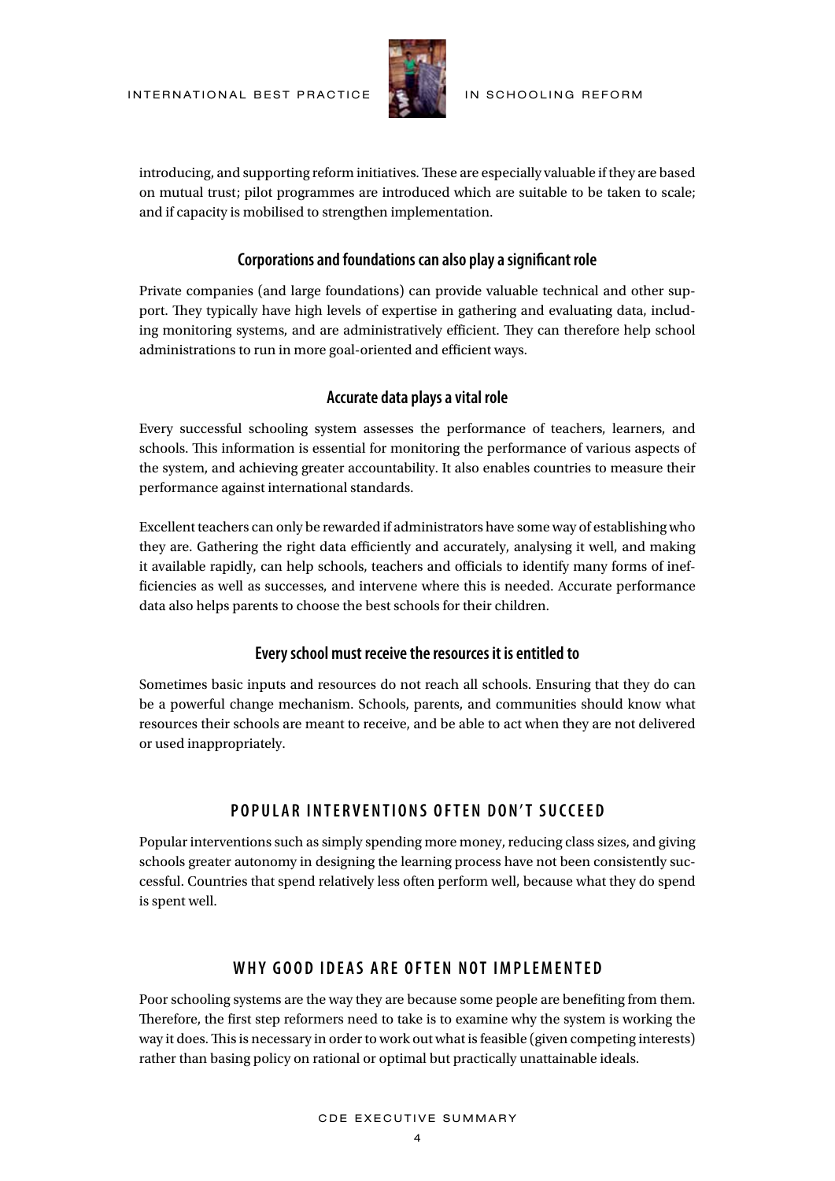introducing, and supporting reform initiatives. These are especially valuable if they are based on mutual trust; pilot programmes are introduced which are suitable to be taken to scale; and if capacity is mobilised to strengthen implementation.

### Corporations and foundations can also play a significant role

Private companies (and large foundations) can provide valuable technical and other support. They typically have high levels of expertise in gathering and evaluating data, including monitoring systems, and are administratively efficient. They can therefore help school administrations to run in more goal-oriented and efficient ways.

### Accurate data plays a vital role

Every successful schooling system assesses the performance of teachers, learners, and schools. This information is essential for monitoring the performance of various aspects of the system, and achieving greater accountability. It also enables countries to measure their performance against international standards.

Excellent teachers can only be rewarded if administrators have some way of establishing who they are. Gathering the right data efficiently and accurately, analysing it well, and making it available rapidly, can help schools, teachers and officials to identify many forms of inefficiencies as well as successes, and intervene where this is needed. Accurate performance data also helps parents to choose the best schools for their children.

### Every school must receive the resources it is entitled to

Sometimes basic inputs and resources do not reach all schools. Ensuring that they do can be a powerful change mechanism. Schools, parents, and communities should know what resources their schools are meant to receive, and be able to act when they are not delivered or used inappropriately.

## POPULAR INTERVENTIONS OFTEN DON'T SUCCEED

Popular interventions such as simply spending more money, reducing class sizes, and giving schools greater autonomy in designing the learning process have not been consistently successful. Countries that spend relatively less often perform well, because what they do spend is spent well.

## WHY GOOD IDEAS ARE OFTEN NOT IMPLEMENTED

Poor schooling systems are the way they are because some people are benefiting from them. Therefore, the first step reformers need to take is to examine why the system is working the way it does. This is necessary in order to work out what is feasible (given competing interests) rather than basing policy on rational or optimal but practically unattainable ideals.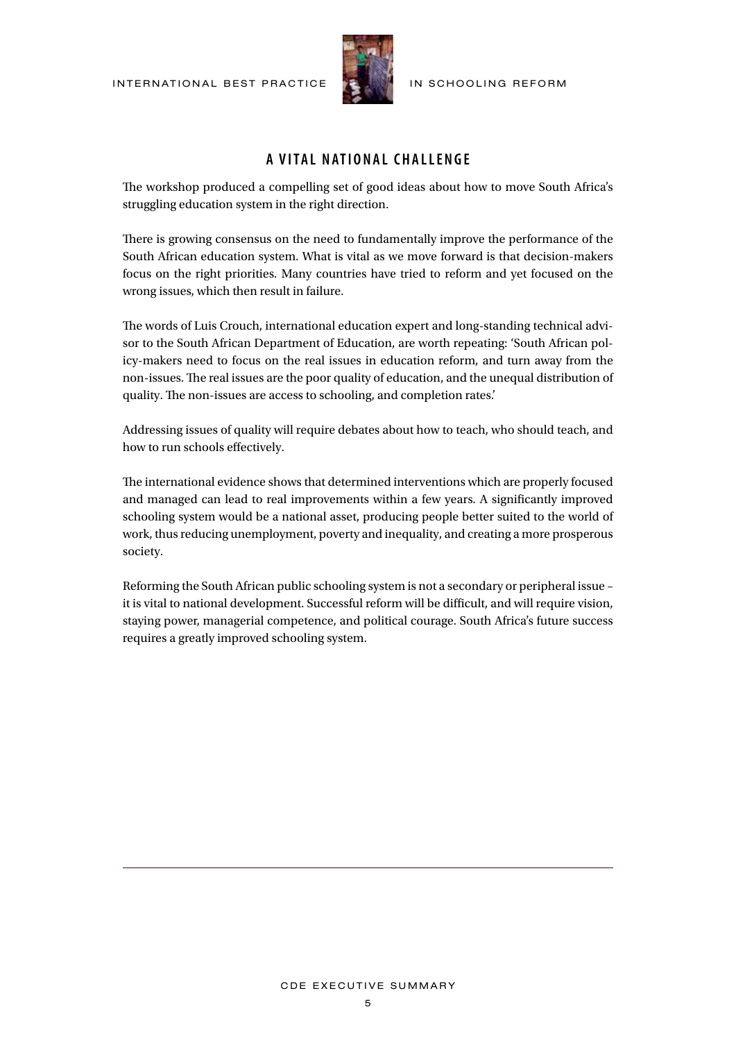## A VITAL NATIONAL CHALLENGE

The workshop produced a compelling set of good ideas about how to move South Africa's struggling education system in the right direction.

There is growing consensus on the need to fundamentally improve the performance of the South African education system. What is vital as we move forward is that decision-makers focus on the right priorities. Many countries have tried to reform and yet focused on the wrong issues, which then result in failure.

The words of Luis Crouch, international education expert and long-standing technical advisor to the South African Department of Education, are worth repeating: 'South African policy-makers need to focus on the real issues in education reform, and turn away from the non-issues. The real issues are the poor quality of education, and the unequal distribution of quality. The non-issues are access to schooling, and completion rates.'

Addressing issues of quality will require debates about how to teach, who should teach, and how to run schools effectively.

The international evidence shows that determined interventions which are properly focused and managed can lead to real improvements within a few years. A significantly improved schooling system would be a national asset, producing people better suited to the world of work, thus reducing unemployment, poverty and inequality, and creating a more prosperous society.

Reforming the South African public schooling system is not a secondary or peripheral issue – it is vital to national development. Successful reform will be difficult, and will require vision, staying power, managerial competence, and political courage. South Africa's future success requires a greatly improved schooling system.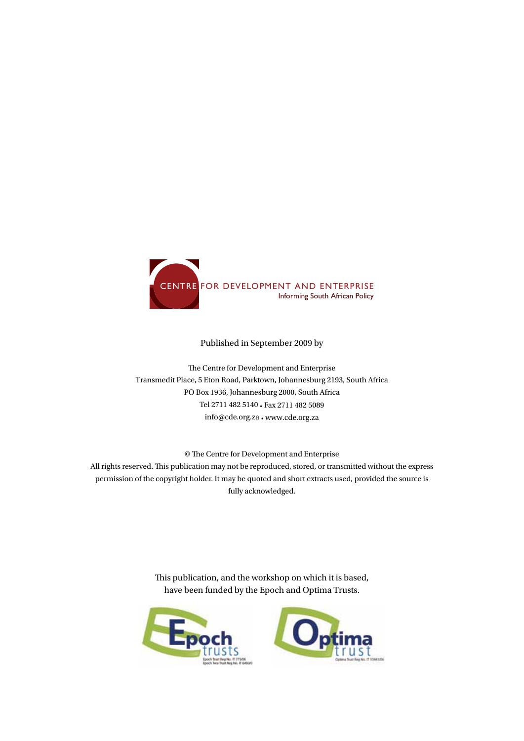CENTRE FOR DEVELOPMENT AND ENTERPRISE
Informing South African Policy

Published in September 2009 by

The Centre for Development and Enterprise
Transmedit Place, 5 Eton Road, Parktown, Johannesburg 2193, South Africa
PO Box 1936, Johannesburg 2000, South Africa
Tel 2711 482 5140 • Fax 2711 482 5089
info@cde.org.za • www.cde.org.za

© The Centre for Development and Enterprise
All rights reserved. This publication may not be reproduced, stored, or transmitted without the express permission of the copyright holder. It may be quoted and short extracts used, provided the source is fully acknowledged.

This publication, and the workshop on which it is based, have been funded by the Epoch and Optima Trusts.

Epoch trusts
Epoch Trust Reg No. IT 775/06
Epoch Two Trust Reg No. IT 6450/0

Optima trust
Optima Trust Reg No. IT 10441/06